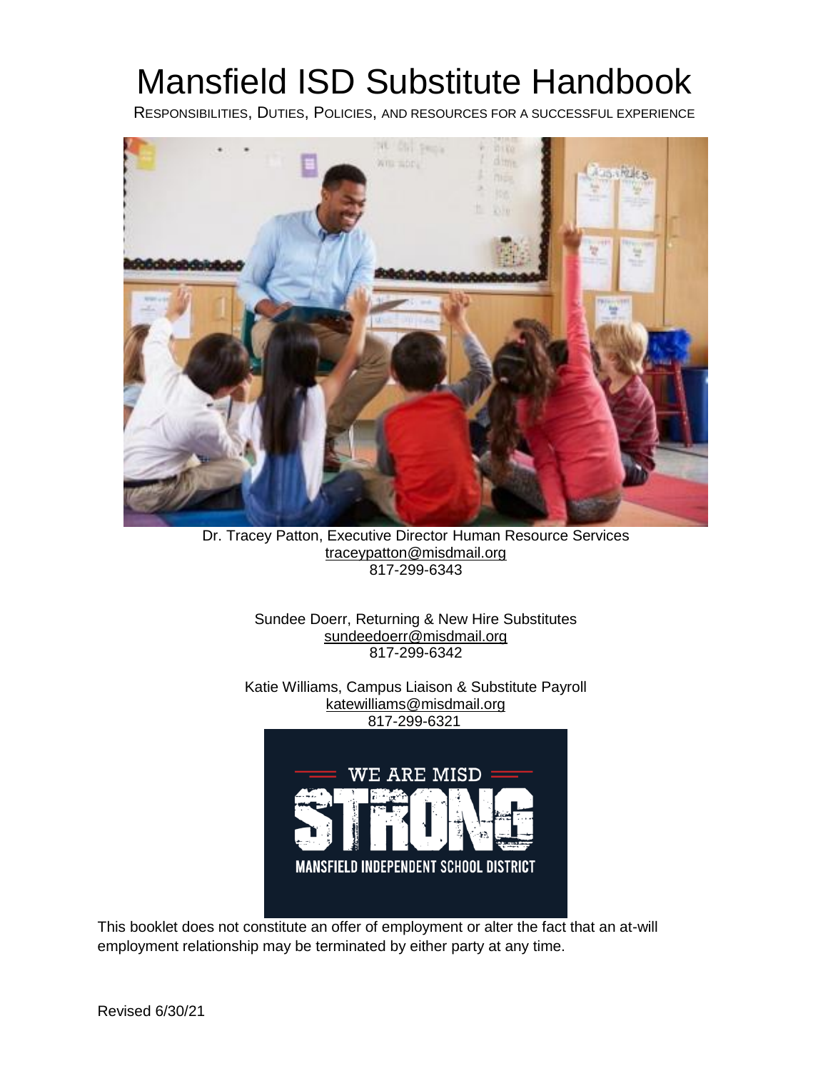# Mansfield ISD Substitute Handbook

RESPONSIBILITIES, DUTIES, POLICIES, AND RESOURCES FOR A SUCCESSFUL EXPERIENCE

Dr. Tracey Patton, Executive Director Human Resource Services
traceypatton@misdmail.org
817-299-6343

Sundee Doerr, Returning & New Hire Substitutes
sundeedoerr@misdmail.org
817-299-6342

Katie Williams, Campus Liaison & Substitute Payroll
katewilliams@misdmail.org
817-299-6321

WE ARE MISD
STRONG
MANSFIELD INDEPENDENT SCHOOL DISTRICT

This booklet does not constitute an offer of employment or alter the fact that an at-will employment relationship may be terminated by either party at any time.

Revised 6/30/21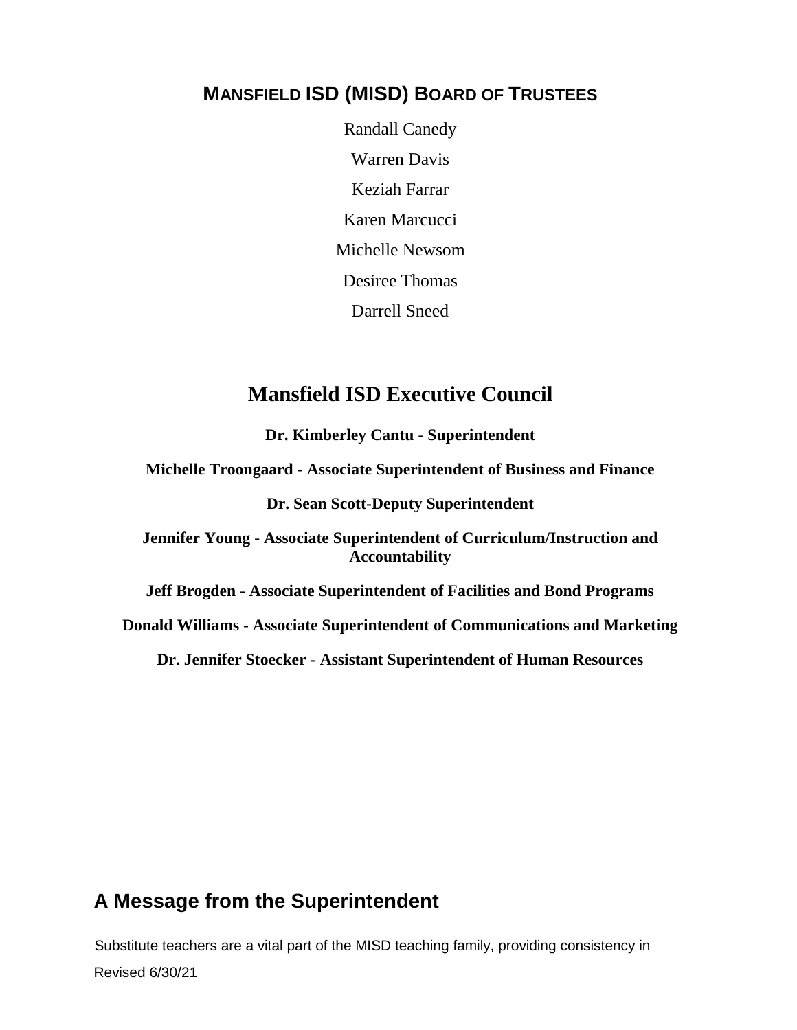## MANSFIELD ISD (MISD) BOARD OF TRUSTEES

Randall Canedy

Warren Davis

Keziah Farrar

Karen Marcucci

Michelle Newsom

Desiree Thomas

Darrell Sneed

## Mansfield ISD Executive Council

**Dr. Kimberley Cantu - Superintendent**

**Michelle Troongaard - Associate Superintendent of Business and Finance**

**Dr. Sean Scott-Deputy Superintendent**

**Jennifer Young - Associate Superintendent of Curriculum/Instruction and Accountability**

**Jeff Brogden - Associate Superintendent of Facilities and Bond Programs**

**Donald Williams - Associate Superintendent of Communications and Marketing**

**Dr. Jennifer Stoecker - Assistant Superintendent of Human Resources**

## A Message from the Superintendent

Substitute teachers are a vital part of the MISD teaching family, providing consistency in

Revised 6/30/21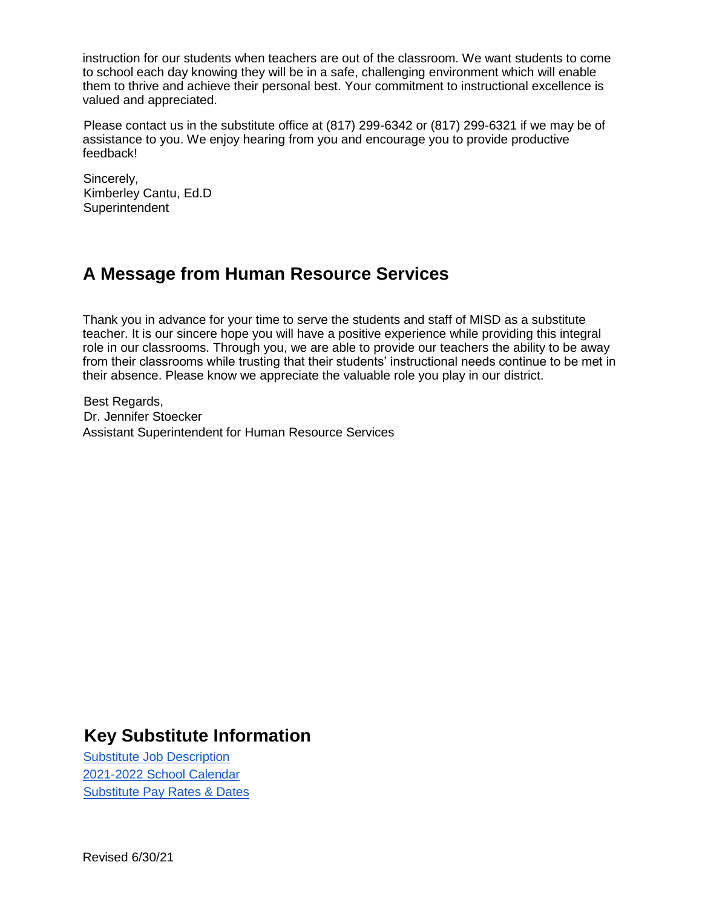instruction for our students when teachers are out of the classroom. We want students to come to school each day knowing they will be in a safe, challenging environment which will enable them to thrive and achieve their personal best. Your commitment to instructional excellence is valued and appreciated.

Please contact us in the substitute office at (817) 299-6342 or (817) 299-6321 if we may be of assistance to you. We enjoy hearing from you and encourage you to provide productive feedback!

Sincerely,
Kimberley Cantu, Ed.D
Superintendent

## A Message from Human Resource Services

Thank you in advance for your time to serve the students and staff of MISD as a substitute teacher. It is our sincere hope you will have a positive experience while providing this integral role in our classrooms. Through you, we are able to provide our teachers the ability to be away from their classrooms while trusting that their students' instructional needs continue to be met in their absence. Please know we appreciate the valuable role you play in our district.

Best Regards,
Dr. Jennifer Stoecker
Assistant Superintendent for Human Resource Services

## Key Substitute Information

Substitute Job Description
2021-2022 School Calendar
Substitute Pay Rates & Dates

Revised 6/30/21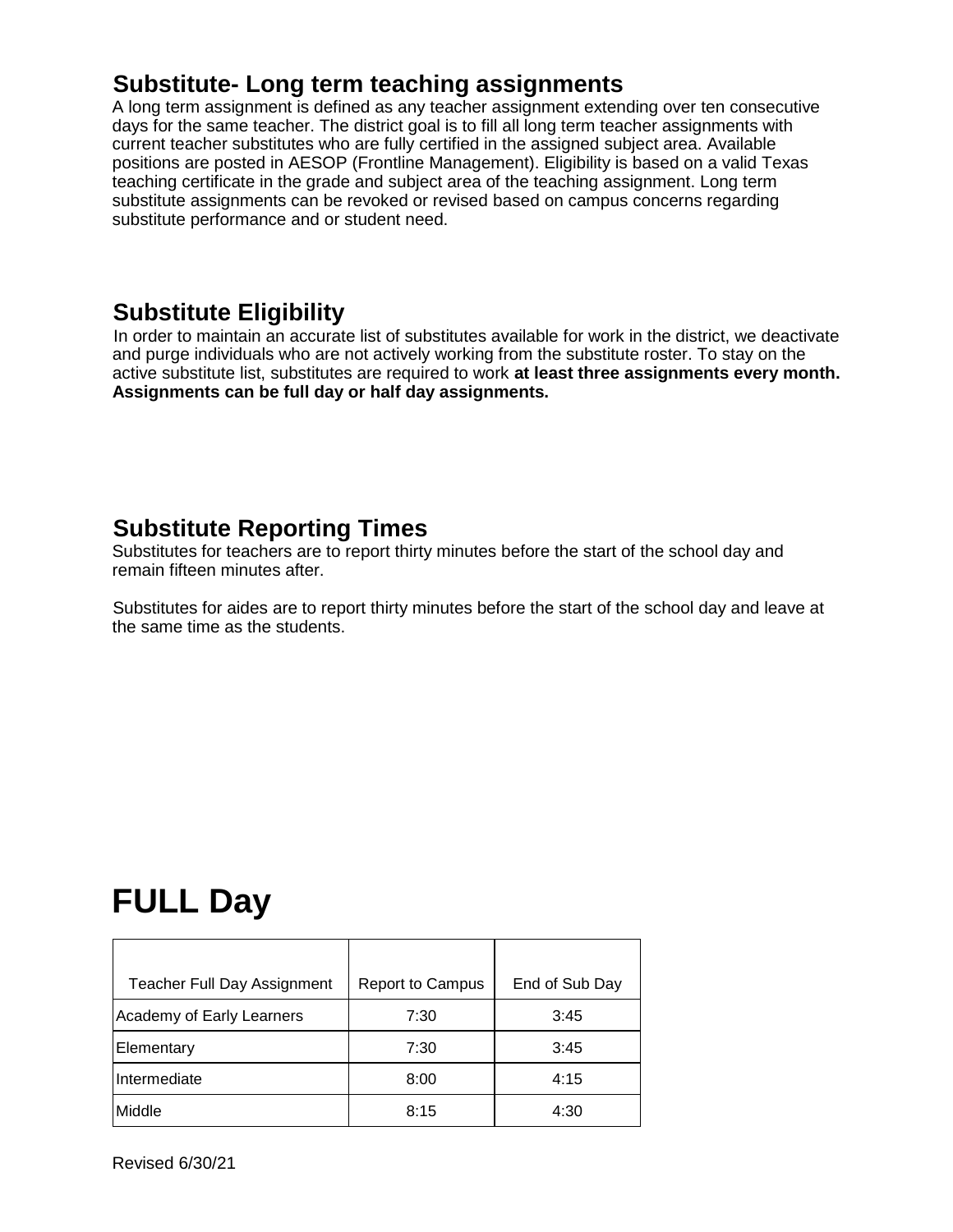## Substitute- Long term teaching assignments

A long term assignment is defined as any teacher assignment extending over ten consecutive days for the same teacher. The district goal is to fill all long term teacher assignments with current teacher substitutes who are fully certified in the assigned subject area. Available positions are posted in AESOP (Frontline Management). Eligibility is based on a valid Texas teaching certificate in the grade and subject area of the teaching assignment. Long term substitute assignments can be revoked or revised based on campus concerns regarding substitute performance and or student need.

## Substitute Eligibility

In order to maintain an accurate list of substitutes available for work in the district, we deactivate and purge individuals who are not actively working from the substitute roster. To stay on the active substitute list, substitutes are required to work **at least three assignments every month. Assignments can be full day or half day assignments.**

## Substitute Reporting Times

Substitutes for teachers are to report thirty minutes before the start of the school day and remain fifteen minutes after.

Substitutes for aides are to report thirty minutes before the start of the school day and leave at the same time as the students.

# FULL Day

| Teacher Full Day Assignment | Report to Campus | End of Sub Day |
|---|---|---|
| Academy of Early Learners | 7:30 | 3:45 |
| Elementary | 7:30 | 3:45 |
| Intermediate | 8:00 | 4:15 |
| Middle | 8:15 | 4:30 |

Revised 6/30/21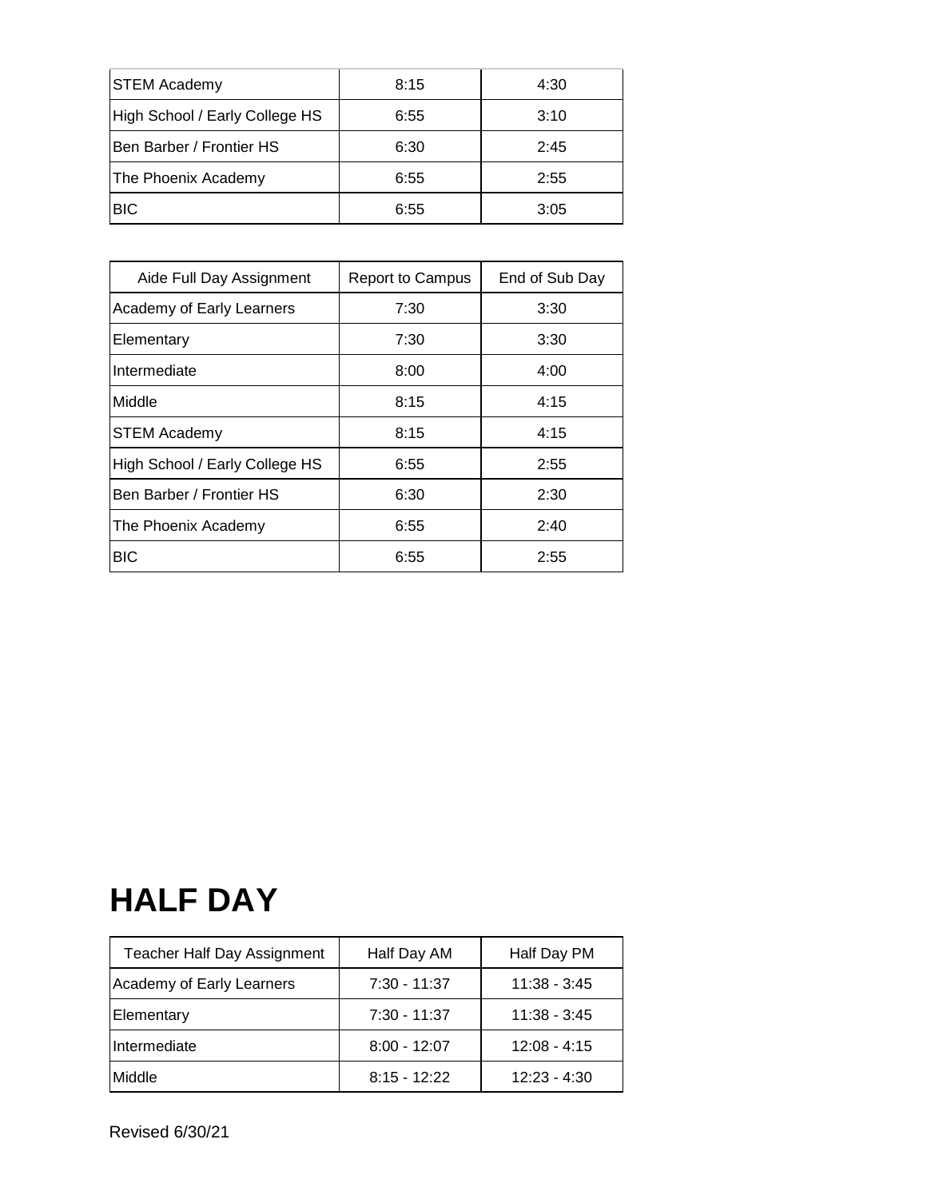| STEM Academy | 8:15 | 4:30 |
|---|---|---|
| High School / Early College HS | 6:55 | 3:10 |
| Ben Barber / Frontier HS | 6:30 | 2:45 |
| The Phoenix Academy | 6:55 | 2:55 |
| BIC | 6:55 | 3:05 |

| Aide Full Day Assignment | Report to Campus | End of Sub Day |
|---|---|---|
| Academy of Early Learners | 7:30 | 3:30 |
| Elementary | 7:30 | 3:30 |
| Intermediate | 8:00 | 4:00 |
| Middle | 8:15 | 4:15 |
| STEM Academy | 8:15 | 4:15 |
| High School / Early College HS | 6:55 | 2:55 |
| Ben Barber / Frontier HS | 6:30 | 2:30 |
| The Phoenix Academy | 6:55 | 2:40 |
| BIC | 6:55 | 2:55 |

# HALF DAY

| Teacher Half Day Assignment | Half Day AM | Half Day PM |
|---|---|---|
| Academy of Early Learners | 7:30 - 11:37 | 11:38 - 3:45 |
| Elementary | 7:30 - 11:37 | 11:38 - 3:45 |
| Intermediate | 8:00 - 12:07 | 12:08 - 4:15 |
| Middle | 8:15 - 12:22 | 12:23 - 4:30 |

Revised 6/30/21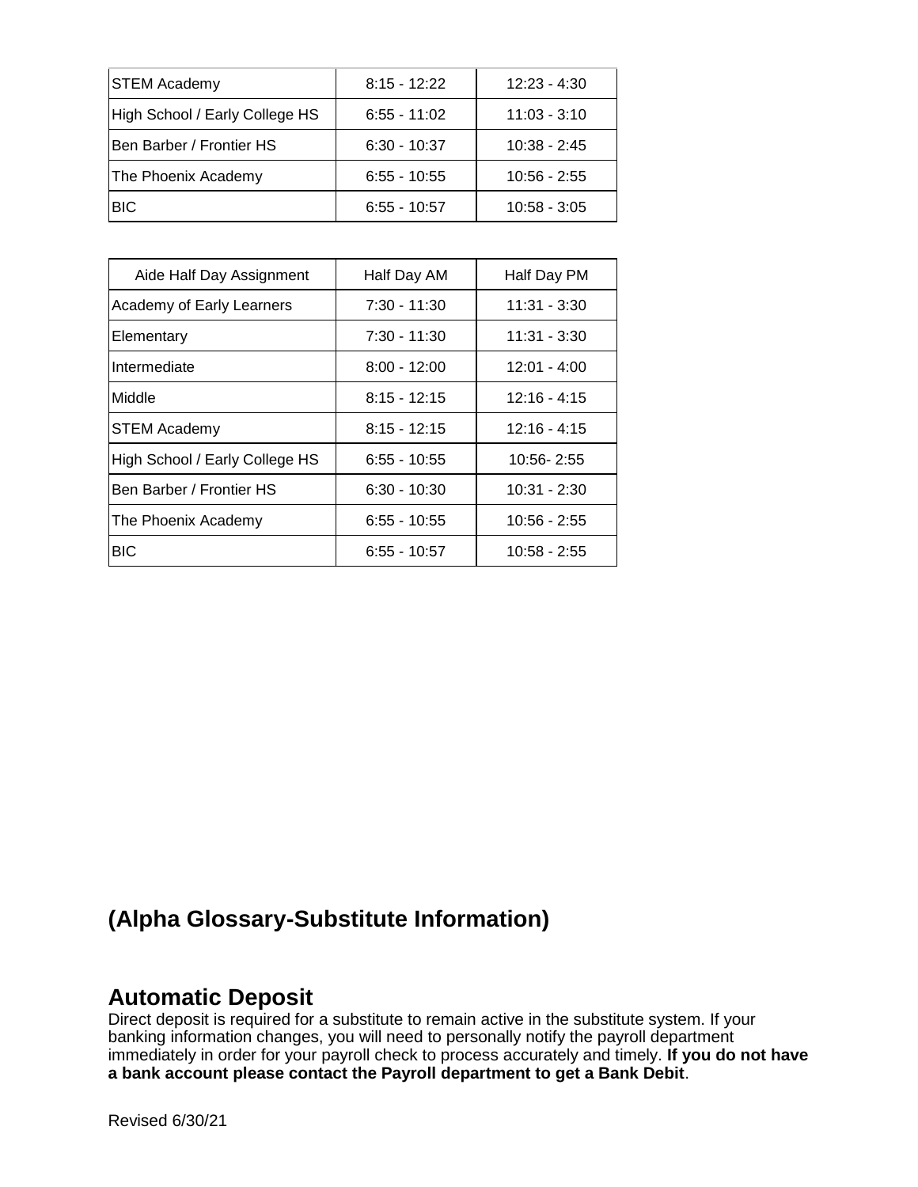| | | |
|---|---|---|
| STEM Academy | 8:15 - 12:22 | 12:23 - 4:30 |
| High School / Early College HS | 6:55 - 11:02 | 11:03 - 3:10 |
| Ben Barber / Frontier HS | 6:30 - 10:37 | 10:38 - 2:45 |
| The Phoenix Academy | 6:55 - 10:55 | 10:56 - 2:55 |
| BIC | 6:55 - 10:57 | 10:58 - 3:05 |

| Aide Half Day Assignment | Half Day AM | Half Day PM |
|---|---|---|
| Academy of Early Learners | 7:30 - 11:30 | 11:31 - 3:30 |
| Elementary | 7:30 - 11:30 | 11:31 - 3:30 |
| Intermediate | 8:00 - 12:00 | 12:01 - 4:00 |
| Middle | 8:15 - 12:15 | 12:16 - 4:15 |
| STEM Academy | 8:15 - 12:15 | 12:16 - 4:15 |
| High School / Early College HS | 6:55 - 10:55 | 10:56- 2:55 |
| Ben Barber / Frontier HS | 6:30 - 10:30 | 10:31 - 2:30 |
| The Phoenix Academy | 6:55 - 10:55 | 10:56 - 2:55 |
| BIC | 6:55 - 10:57 | 10:58 - 2:55 |

# (Alpha Glossary-Substitute Information)

## Automatic Deposit

Direct deposit is required for a substitute to remain active in the substitute system. If your banking information changes, you will need to personally notify the payroll department immediately in order for your payroll check to process accurately and timely. **If you do not have a bank account please contact the Payroll department to get a Bank Debit**.

Revised 6/30/21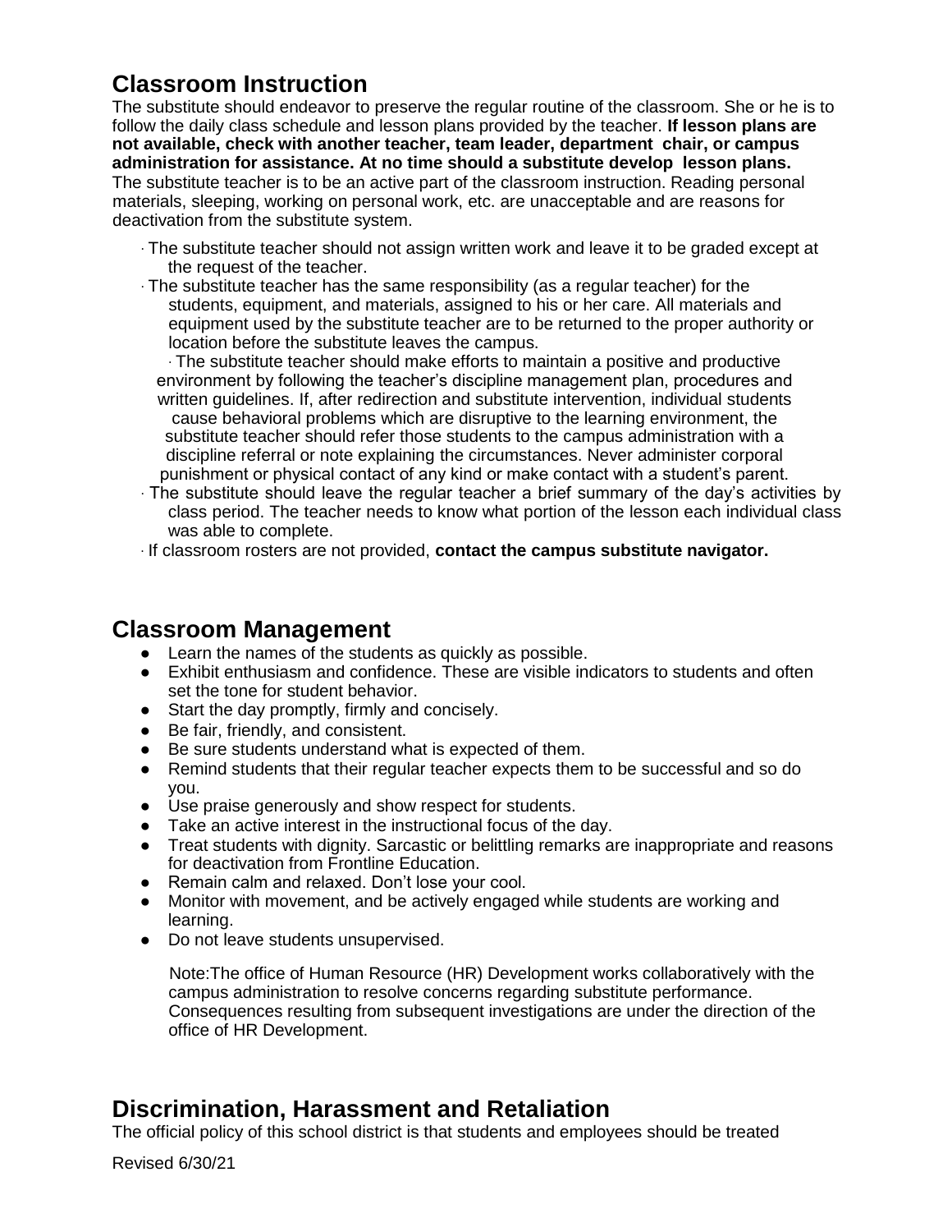## Classroom Instruction

The substitute should endeavor to preserve the regular routine of the classroom. She or he is to follow the daily class schedule and lesson plans provided by the teacher. **If lesson plans are not available, check with another teacher, team leader, department chair, or campus administration for assistance. At no time should a substitute develop lesson plans.** The substitute teacher is to be an active part of the classroom instruction. Reading personal materials, sleeping, working on personal work, etc. are unacceptable and are reasons for deactivation from the substitute system.

- The substitute teacher should not assign written work and leave it to be graded except at the request of the teacher.
- The substitute teacher has the same responsibility (as a regular teacher) for the students, equipment, and materials, assigned to his or her care. All materials and equipment used by the substitute teacher are to be returned to the proper authority or location before the substitute leaves the campus.
- The substitute teacher should make efforts to maintain a positive and productive environment by following the teacher's discipline management plan, procedures and written guidelines. If, after redirection and substitute intervention, individual students cause behavioral problems which are disruptive to the learning environment, the substitute teacher should refer those students to the campus administration with a discipline referral or note explaining the circumstances. Never administer corporal punishment or physical contact of any kind or make contact with a student's parent.
- The substitute should leave the regular teacher a brief summary of the day's activities by class period. The teacher needs to know what portion of the lesson each individual class was able to complete.
- If classroom rosters are not provided, **contact the campus substitute navigator.**

## Classroom Management

- Learn the names of the students as quickly as possible.
- Exhibit enthusiasm and confidence. These are visible indicators to students and often set the tone for student behavior.
- Start the day promptly, firmly and concisely.
- Be fair, friendly, and consistent.
- Be sure students understand what is expected of them.
- Remind students that their regular teacher expects them to be successful and so do you.
- Use praise generously and show respect for students.
- Take an active interest in the instructional focus of the day.
- Treat students with dignity. Sarcastic or belittling remarks are inappropriate and reasons for deactivation from Frontline Education.
- Remain calm and relaxed. Don't lose your cool.
- Monitor with movement, and be actively engaged while students are working and learning.
- Do not leave students unsupervised.

Note:The office of Human Resource (HR) Development works collaboratively with the campus administration to resolve concerns regarding substitute performance. Consequences resulting from subsequent investigations are under the direction of the office of HR Development.

## Discrimination, Harassment and Retaliation

The official policy of this school district is that students and employees should be treated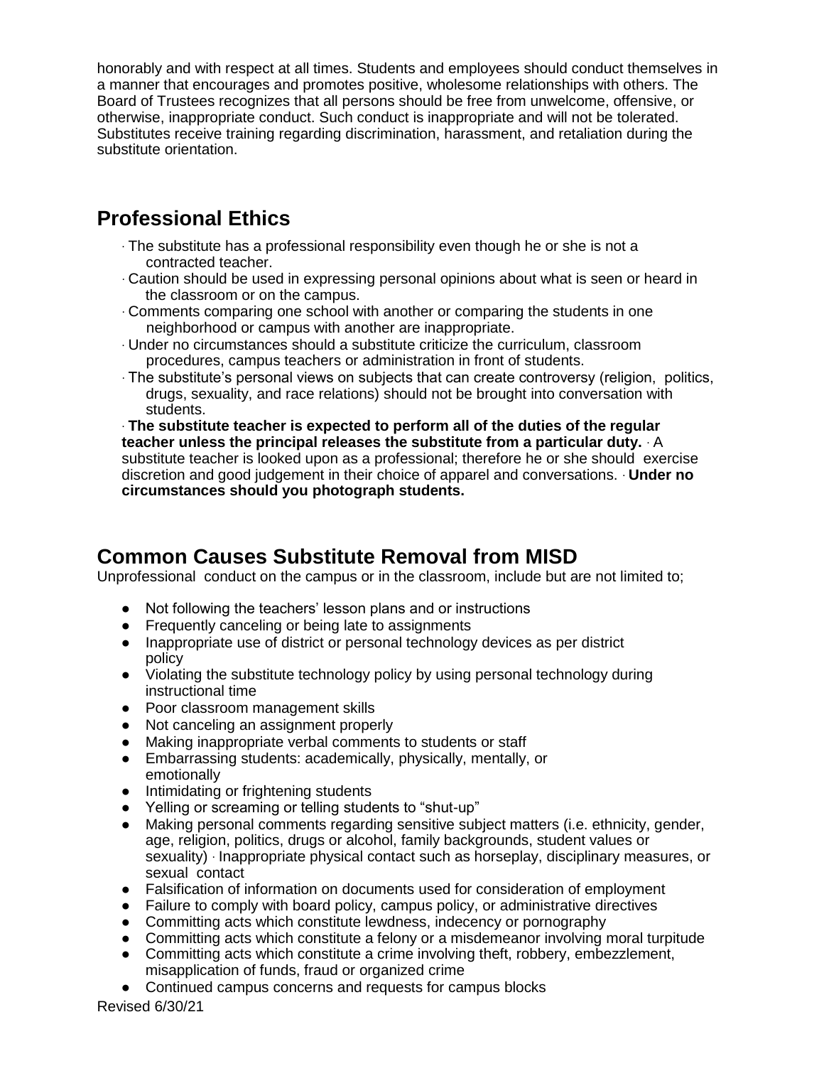honorably and with respect at all times. Students and employees should conduct themselves in a manner that encourages and promotes positive, wholesome relationships with others. The Board of Trustees recognizes that all persons should be free from unwelcome, offensive, or otherwise, inappropriate conduct. Such conduct is inappropriate and will not be tolerated. Substitutes receive training regarding discrimination, harassment, and retaliation during the substitute orientation.

## Professional Ethics

- The substitute has a professional responsibility even though he or she is not a contracted teacher.
- Caution should be used in expressing personal opinions about what is seen or heard in the classroom or on the campus.
- Comments comparing one school with another or comparing the students in one neighborhood or campus with another are inappropriate.
- Under no circumstances should a substitute criticize the curriculum, classroom procedures, campus teachers or administration in front of students.
- The substitute's personal views on subjects that can create controversy (religion, politics, drugs, sexuality, and race relations) should not be brought into conversation with students.

· **The substitute teacher is expected to perform all of the duties of the regular teacher unless the principal releases the substitute from a particular duty.** · A substitute teacher is looked upon as a professional; therefore he or she should exercise discretion and good judgement in their choice of apparel and conversations. · **Under no circumstances should you photograph students.**

## Common Causes Substitute Removal from MISD

Unprofessional conduct on the campus or in the classroom, include but are not limited to;

- Not following the teachers' lesson plans and or instructions
- Frequently canceling or being late to assignments
- Inappropriate use of district or personal technology devices as per district policy
- Violating the substitute technology policy by using personal technology during instructional time
- Poor classroom management skills
- Not canceling an assignment properly
- Making inappropriate verbal comments to students or staff
- Embarrassing students: academically, physically, mentally, or emotionally
- Intimidating or frightening students
- Yelling or screaming or telling students to "shut-up"
- Making personal comments regarding sensitive subject matters (i.e. ethnicity, gender, age, religion, politics, drugs or alcohol, family backgrounds, student values or sexuality) · Inappropriate physical contact such as horseplay, disciplinary measures, or sexual contact
- Falsification of information on documents used for consideration of employment
- Failure to comply with board policy, campus policy, or administrative directives
- Committing acts which constitute lewdness, indecency or pornography
- Committing acts which constitute a felony or a misdemeanor involving moral turpitude
- Committing acts which constitute a crime involving theft, robbery, embezzlement, misapplication of funds, fraud or organized crime
- Continued campus concerns and requests for campus blocks

Revised 6/30/21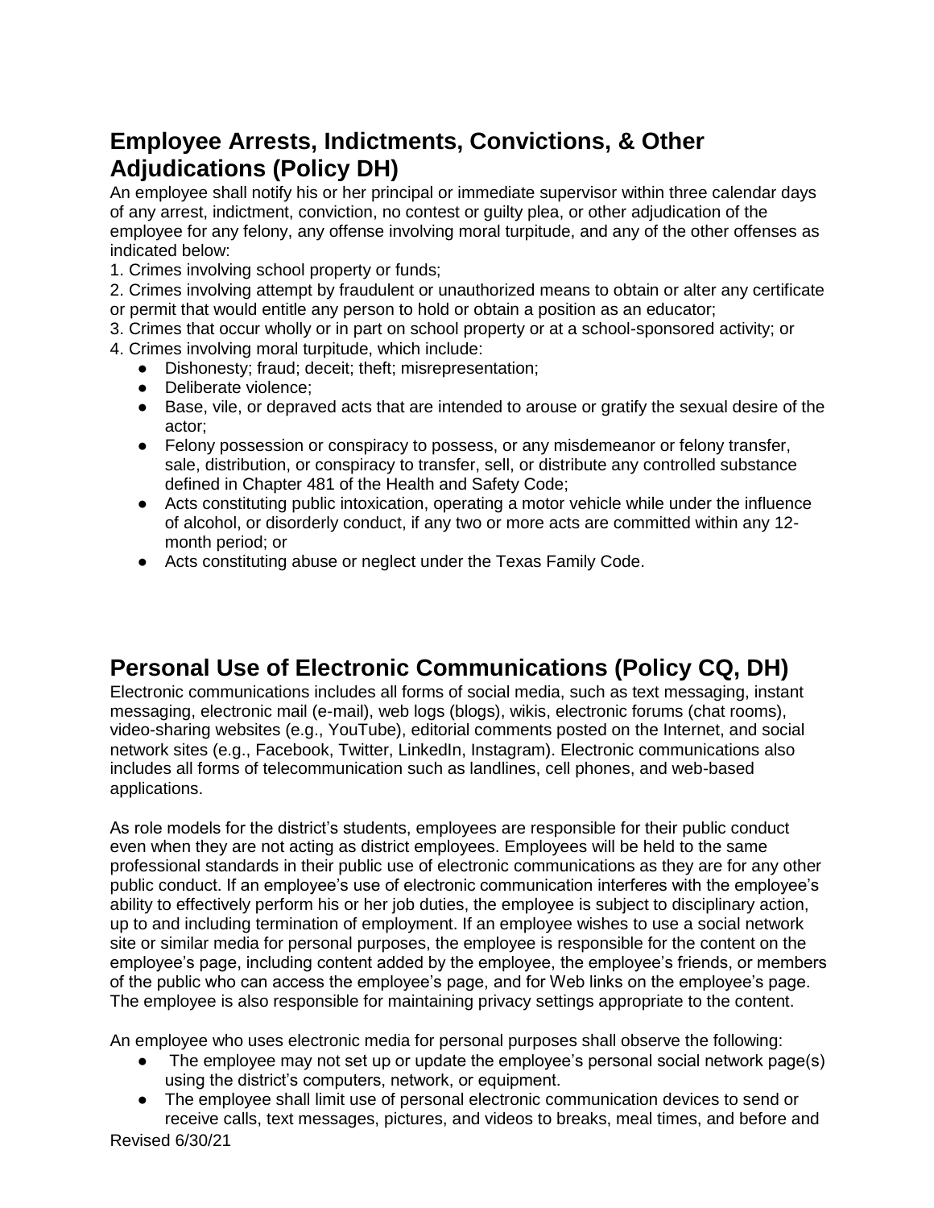## Employee Arrests, Indictments, Convictions, & Other Adjudications (Policy DH)

An employee shall notify his or her principal or immediate supervisor within three calendar days of any arrest, indictment, conviction, no contest or guilty plea, or other adjudication of the employee for any felony, any offense involving moral turpitude, and any of the other offenses as indicated below:

1. Crimes involving school property or funds;
2. Crimes involving attempt by fraudulent or unauthorized means to obtain or alter any certificate or permit that would entitle any person to hold or obtain a position as an educator;
3. Crimes that occur wholly or in part on school property or at a school-sponsored activity; or
4. Crimes involving moral turpitude, which include:
   - Dishonesty; fraud; deceit; theft; misrepresentation;
   - Deliberate violence;
   - Base, vile, or depraved acts that are intended to arouse or gratify the sexual desire of the actor;
   - Felony possession or conspiracy to possess, or any misdemeanor or felony transfer, sale, distribution, or conspiracy to transfer, sell, or distribute any controlled substance defined in Chapter 481 of the Health and Safety Code;
   - Acts constituting public intoxication, operating a motor vehicle while under the influence of alcohol, or disorderly conduct, if any two or more acts are committed within any 12-month period; or
   - Acts constituting abuse or neglect under the Texas Family Code.

## Personal Use of Electronic Communications (Policy CQ, DH)

Electronic communications includes all forms of social media, such as text messaging, instant messaging, electronic mail (e-mail), web logs (blogs), wikis, electronic forums (chat rooms), video-sharing websites (e.g., YouTube), editorial comments posted on the Internet, and social network sites (e.g., Facebook, Twitter, LinkedIn, Instagram). Electronic communications also includes all forms of telecommunication such as landlines, cell phones, and web-based applications.

As role models for the district's students, employees are responsible for their public conduct even when they are not acting as district employees. Employees will be held to the same professional standards in their public use of electronic communications as they are for any other public conduct. If an employee's use of electronic communication interferes with the employee's ability to effectively perform his or her job duties, the employee is subject to disciplinary action, up to and including termination of employment. If an employee wishes to use a social network site or similar media for personal purposes, the employee is responsible for the content on the employee's page, including content added by the employee, the employee's friends, or members of the public who can access the employee's page, and for Web links on the employee's page. The employee is also responsible for maintaining privacy settings appropriate to the content.

An employee who uses electronic media for personal purposes shall observe the following:

- The employee may not set up or update the employee's personal social network page(s) using the district's computers, network, or equipment.
- The employee shall limit use of personal electronic communication devices to send or receive calls, text messages, pictures, and videos to breaks, meal times, and before and

Revised 6/30/21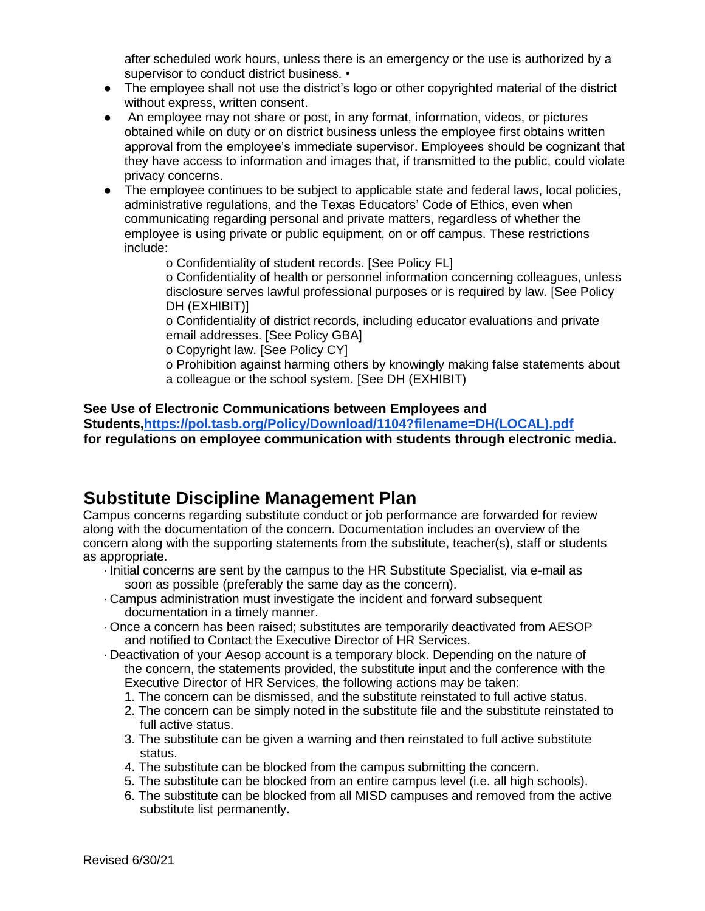after scheduled work hours, unless there is an emergency or the use is authorized by a supervisor to conduct district business. •

- The employee shall not use the district's logo or other copyrighted material of the district without express, written consent.
- An employee may not share or post, in any format, information, videos, or pictures obtained while on duty or on district business unless the employee first obtains written approval from the employee's immediate supervisor. Employees should be cognizant that they have access to information and images that, if transmitted to the public, could violate privacy concerns.
- The employee continues to be subject to applicable state and federal laws, local policies, administrative regulations, and the Texas Educators' Code of Ethics, even when communicating regarding personal and private matters, regardless of whether the employee is using private or public equipment, on or off campus. These restrictions include:
  - o Confidentiality of student records. [See Policy FL]
  - o Confidentiality of health or personnel information concerning colleagues, unless disclosure serves lawful professional purposes or is required by law. [See Policy DH (EXHIBIT)]
  - o Confidentiality of district records, including educator evaluations and private email addresses. [See Policy GBA]
  - o Copyright law. [See Policy CY]
  - o Prohibition against harming others by knowingly making false statements about a colleague or the school system. [See DH (EXHIBIT)

**See Use of Electronic Communications between Employees and Students,[https://pol.tasb.org/Policy/Download/1104?filename=DH(LOCAL).pdf](https://pol.tasb.org/Policy/Download/1104?filename=DH(LOCAL).pdf) for regulations on employee communication with students through electronic media.**

## Substitute Discipline Management Plan

Campus concerns regarding substitute conduct or job performance are forwarded for review along with the documentation of the concern. Documentation includes an overview of the concern along with the supporting statements from the substitute, teacher(s), staff or students as appropriate.

- Initial concerns are sent by the campus to the HR Substitute Specialist, via e-mail as soon as possible (preferably the same day as the concern).
- Campus administration must investigate the incident and forward subsequent documentation in a timely manner.
- Once a concern has been raised; substitutes are temporarily deactivated from AESOP and notified to Contact the Executive Director of HR Services.
- Deactivation of your Aesop account is a temporary block. Depending on the nature of the concern, the statements provided, the substitute input and the conference with the Executive Director of HR Services, the following actions may be taken:
  1. The concern can be dismissed, and the substitute reinstated to full active status.
  2. The concern can be simply noted in the substitute file and the substitute reinstated to full active status.
  3. The substitute can be given a warning and then reinstated to full active substitute status.
  4. The substitute can be blocked from the campus submitting the concern.
  5. The substitute can be blocked from an entire campus level (i.e. all high schools).
  6. The substitute can be blocked from all MISD campuses and removed from the active substitute list permanently.

Revised 6/30/21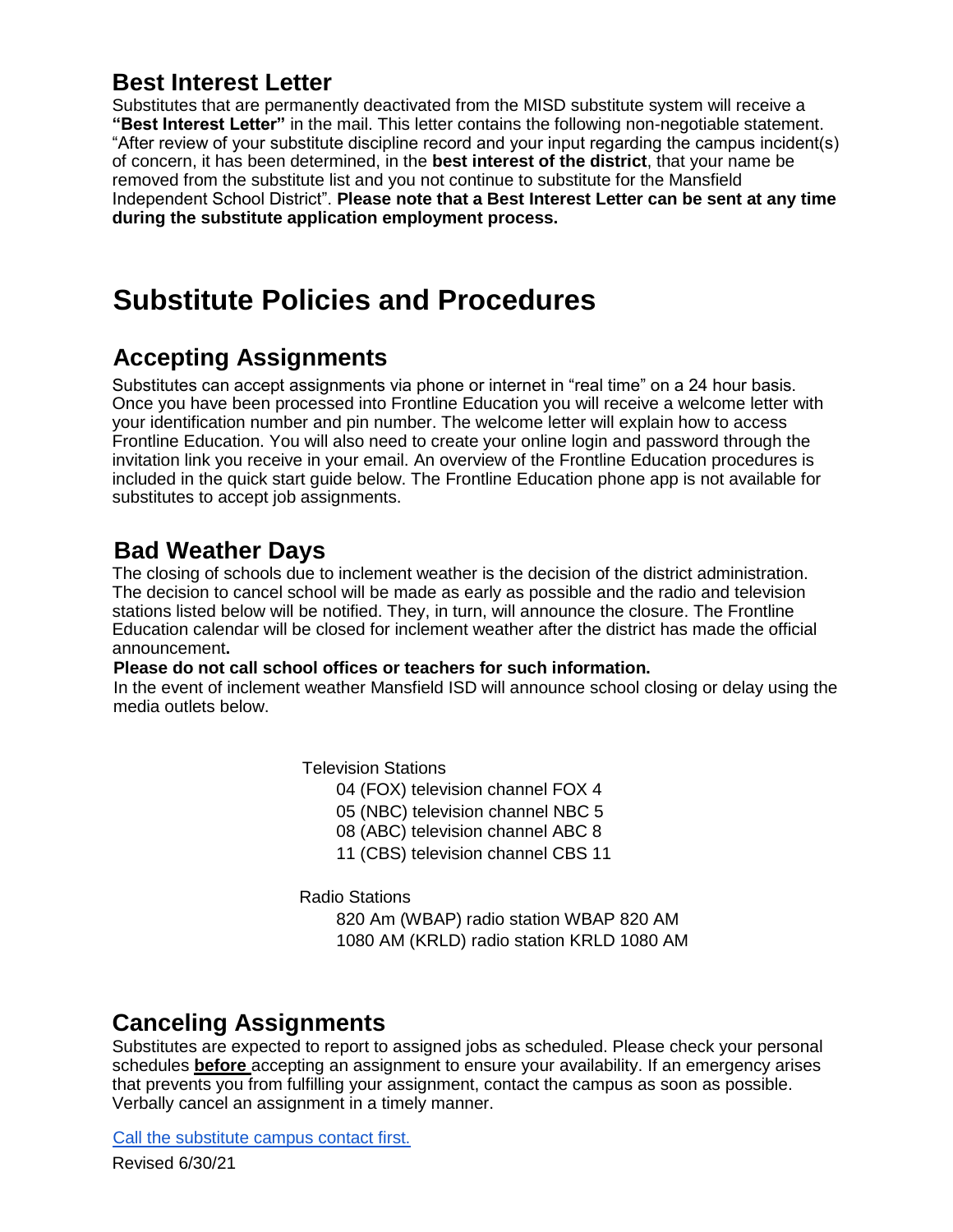## Best Interest Letter

Substitutes that are permanently deactivated from the MISD substitute system will receive a **"Best Interest Letter"** in the mail. This letter contains the following non-negotiable statement. "After review of your substitute discipline record and your input regarding the campus incident(s) of concern, it has been determined, in the **best interest of the district**, that your name be removed from the substitute list and you not continue to substitute for the Mansfield Independent School District". **Please note that a Best Interest Letter can be sent at any time during the substitute application employment process.**

# Substitute Policies and Procedures

## Accepting Assignments

Substitutes can accept assignments via phone or internet in "real time" on a 24 hour basis. Once you have been processed into Frontline Education you will receive a welcome letter with your identification number and pin number. The welcome letter will explain how to access Frontline Education. You will also need to create your online login and password through the invitation link you receive in your email. An overview of the Frontline Education procedures is included in the quick start guide below. The Frontline Education phone app is not available for substitutes to accept job assignments.

## Bad Weather Days

The closing of schools due to inclement weather is the decision of the district administration. The decision to cancel school will be made as early as possible and the radio and television stations listed below will be notified. They, in turn, will announce the closure. The Frontline Education calendar will be closed for inclement weather after the district has made the official announcement**.**

**Please do not call school offices or teachers for such information.**

In the event of inclement weather Mansfield ISD will announce school closing or delay using the media outlets below.

Television Stations

- 04 (FOX) television channel FOX 4
- 05 (NBC) television channel NBC 5
- 08 (ABC) television channel ABC 8
- 11 (CBS) television channel CBS 11

Radio Stations

- 820 Am (WBAP) radio station WBAP 820 AM
- 1080 AM (KRLD) radio station KRLD 1080 AM

## Canceling Assignments

Substitutes are expected to report to assigned jobs as scheduled. Please check your personal schedules **before** accepting an assignment to ensure your availability. If an emergency arises that prevents you from fulfilling your assignment, contact the campus as soon as possible. Verbally cancel an assignment in a timely manner.

Call the substitute campus contact first.

Revised 6/30/21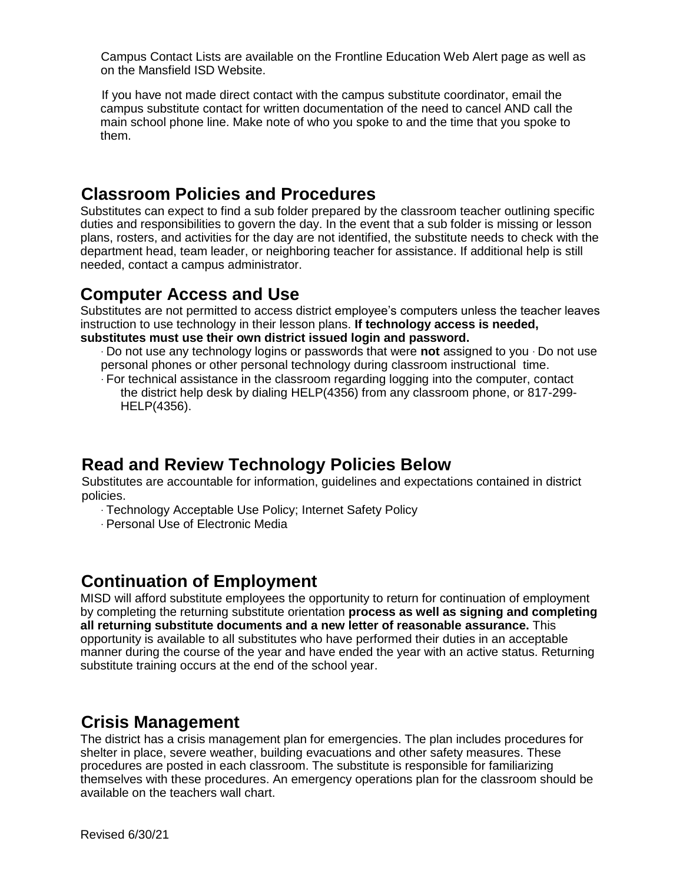Campus Contact Lists are available on the Frontline Education Web Alert page as well as on the Mansfield ISD Website.

If you have not made direct contact with the campus substitute coordinator, email the campus substitute contact for written documentation of the need to cancel AND call the main school phone line. Make note of who you spoke to and the time that you spoke to them.

## Classroom Policies and Procedures

Substitutes can expect to find a sub folder prepared by the classroom teacher outlining specific duties and responsibilities to govern the day. In the event that a sub folder is missing or lesson plans, rosters, and activities for the day are not identified, the substitute needs to check with the department head, team leader, or neighboring teacher for assistance. If additional help is still needed, contact a campus administrator.

## Computer Access and Use

Substitutes are not permitted to access district employee's computers unless the teacher leaves instruction to use technology in their lesson plans. **If technology access is needed, substitutes must use their own district issued login and password.**

- Do not use any technology logins or passwords that were **not** assigned to you · Do not use personal phones or other personal technology during classroom instructional time.
- For technical assistance in the classroom regarding logging into the computer, contact the district help desk by dialing HELP(4356) from any classroom phone, or 817-299-HELP(4356).

## Read and Review Technology Policies Below

Substitutes are accountable for information, guidelines and expectations contained in district policies.

- Technology Acceptable Use Policy; Internet Safety Policy
- Personal Use of Electronic Media

## Continuation of Employment

MISD will afford substitute employees the opportunity to return for continuation of employment by completing the returning substitute orientation **process as well as signing and completing all returning substitute documents and a new letter of reasonable assurance.** This opportunity is available to all substitutes who have performed their duties in an acceptable manner during the course of the year and have ended the year with an active status. Returning substitute training occurs at the end of the school year.

## Crisis Management

The district has a crisis management plan for emergencies. The plan includes procedures for shelter in place, severe weather, building evacuations and other safety measures. These procedures are posted in each classroom. The substitute is responsible for familiarizing themselves with these procedures. An emergency operations plan for the classroom should be available on the teachers wall chart.

Revised 6/30/21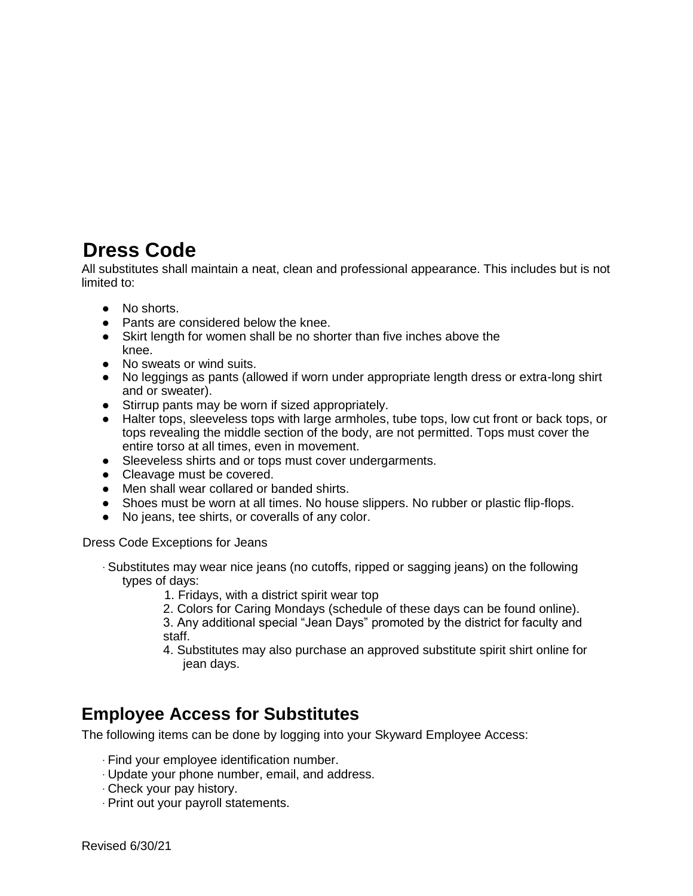## Dress Code

All substitutes shall maintain a neat, clean and professional appearance. This includes but is not limited to:

- No shorts.
- Pants are considered below the knee.
- Skirt length for women shall be no shorter than five inches above the knee.
- No sweats or wind suits.
- No leggings as pants (allowed if worn under appropriate length dress or extra-long shirt and or sweater).
- Stirrup pants may be worn if sized appropriately.
- Halter tops, sleeveless tops with large armholes, tube tops, low cut front or back tops, or tops revealing the middle section of the body, are not permitted. Tops must cover the entire torso at all times, even in movement.
- Sleeveless shirts and or tops must cover undergarments.
- Cleavage must be covered.
- Men shall wear collared or banded shirts.
- Shoes must be worn at all times. No house slippers. No rubber or plastic flip-flops.
- No jeans, tee shirts, or coveralls of any color.

Dress Code Exceptions for Jeans

- Substitutes may wear nice jeans (no cutoffs, ripped or sagging jeans) on the following types of days:
  1. Fridays, with a district spirit wear top
  2. Colors for Caring Mondays (schedule of these days can be found online).
  3. Any additional special "Jean Days" promoted by the district for faculty and staff.
  4. Substitutes may also purchase an approved substitute spirit shirt online for jean days.

## Employee Access for Substitutes

The following items can be done by logging into your Skyward Employee Access:

- Find your employee identification number.
- Update your phone number, email, and address.
- Check your pay history.
- Print out your payroll statements.

Revised 6/30/21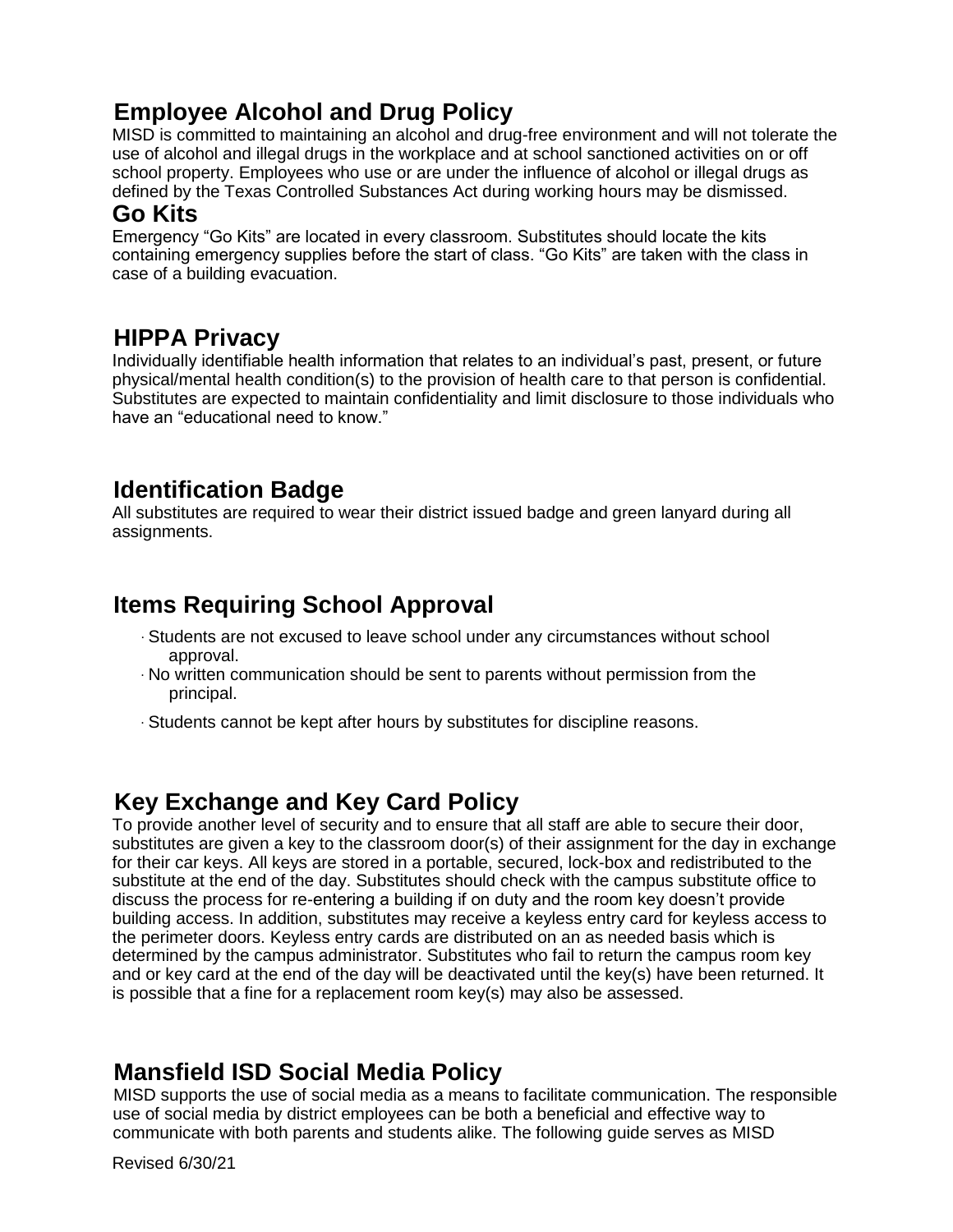## Employee Alcohol and Drug Policy

MISD is committed to maintaining an alcohol and drug-free environment and will not tolerate the use of alcohol and illegal drugs in the workplace and at school sanctioned activities on or off school property. Employees who use or are under the influence of alcohol or illegal drugs as defined by the Texas Controlled Substances Act during working hours may be dismissed.

## Go Kits

Emergency "Go Kits" are located in every classroom. Substitutes should locate the kits containing emergency supplies before the start of class. "Go Kits" are taken with the class in case of a building evacuation.

## HIPPA Privacy

Individually identifiable health information that relates to an individual's past, present, or future physical/mental health condition(s) to the provision of health care to that person is confidential. Substitutes are expected to maintain confidentiality and limit disclosure to those individuals who have an "educational need to know."

## Identification Badge

All substitutes are required to wear their district issued badge and green lanyard during all assignments.

## Items Requiring School Approval

- Students are not excused to leave school under any circumstances without school approval.
- No written communication should be sent to parents without permission from the principal.
- Students cannot be kept after hours by substitutes for discipline reasons.

## Key Exchange and Key Card Policy

To provide another level of security and to ensure that all staff are able to secure their door, substitutes are given a key to the classroom door(s) of their assignment for the day in exchange for their car keys. All keys are stored in a portable, secured, lock-box and redistributed to the substitute at the end of the day. Substitutes should check with the campus substitute office to discuss the process for re-entering a building if on duty and the room key doesn't provide building access. In addition, substitutes may receive a keyless entry card for keyless access to the perimeter doors. Keyless entry cards are distributed on an as needed basis which is determined by the campus administrator. Substitutes who fail to return the campus room key and or key card at the end of the day will be deactivated until the key(s) have been returned. It is possible that a fine for a replacement room key(s) may also be assessed.

## Mansfield ISD Social Media Policy

MISD supports the use of social media as a means to facilitate communication. The responsible use of social media by district employees can be both a beneficial and effective way to communicate with both parents and students alike. The following guide serves as MISD

Revised 6/30/21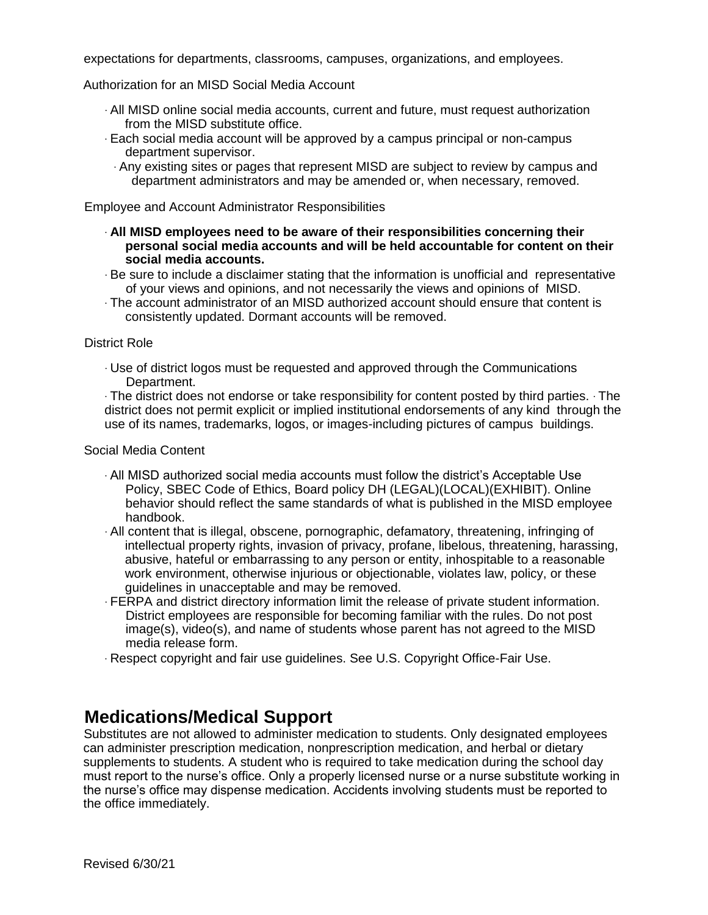expectations for departments, classrooms, campuses, organizations, and employees.

Authorization for an MISD Social Media Account

- All MISD online social media accounts, current and future, must request authorization from the MISD substitute office.
- Each social media account will be approved by a campus principal or non-campus department supervisor.
- Any existing sites or pages that represent MISD are subject to review by campus and department administrators and may be amended or, when necessary, removed.

Employee and Account Administrator Responsibilities

- **All MISD employees need to be aware of their responsibilities concerning their personal social media accounts and will be held accountable for content on their social media accounts.**
- Be sure to include a disclaimer stating that the information is unofficial and representative of your views and opinions, and not necessarily the views and opinions of MISD.
- The account administrator of an MISD authorized account should ensure that content is consistently updated. Dormant accounts will be removed.

District Role

- Use of district logos must be requested and approved through the Communications Department.
- The district does not endorse or take responsibility for content posted by third parties.
- The district does not permit explicit or implied institutional endorsements of any kind through the use of its names, trademarks, logos, or images-including pictures of campus buildings.

Social Media Content

- All MISD authorized social media accounts must follow the district's Acceptable Use Policy, SBEC Code of Ethics, Board policy DH (LEGAL)(LOCAL)(EXHIBIT). Online behavior should reflect the same standards of what is published in the MISD employee handbook.
- All content that is illegal, obscene, pornographic, defamatory, threatening, infringing of intellectual property rights, invasion of privacy, profane, libelous, threatening, harassing, abusive, hateful or embarrassing to any person or entity, inhospitable to a reasonable work environment, otherwise injurious or objectionable, violates law, policy, or these guidelines in unacceptable and may be removed.
- FERPA and district directory information limit the release of private student information. District employees are responsible for becoming familiar with the rules. Do not post image(s), video(s), and name of students whose parent has not agreed to the MISD media release form.
- Respect copyright and fair use guidelines. See U.S. Copyright Office-Fair Use.

## Medications/Medical Support

Substitutes are not allowed to administer medication to students. Only designated employees can administer prescription medication, nonprescription medication, and herbal or dietary supplements to students. A student who is required to take medication during the school day must report to the nurse's office. Only a properly licensed nurse or a nurse substitute working in the nurse's office may dispense medication. Accidents involving students must be reported to the office immediately.

Revised 6/30/21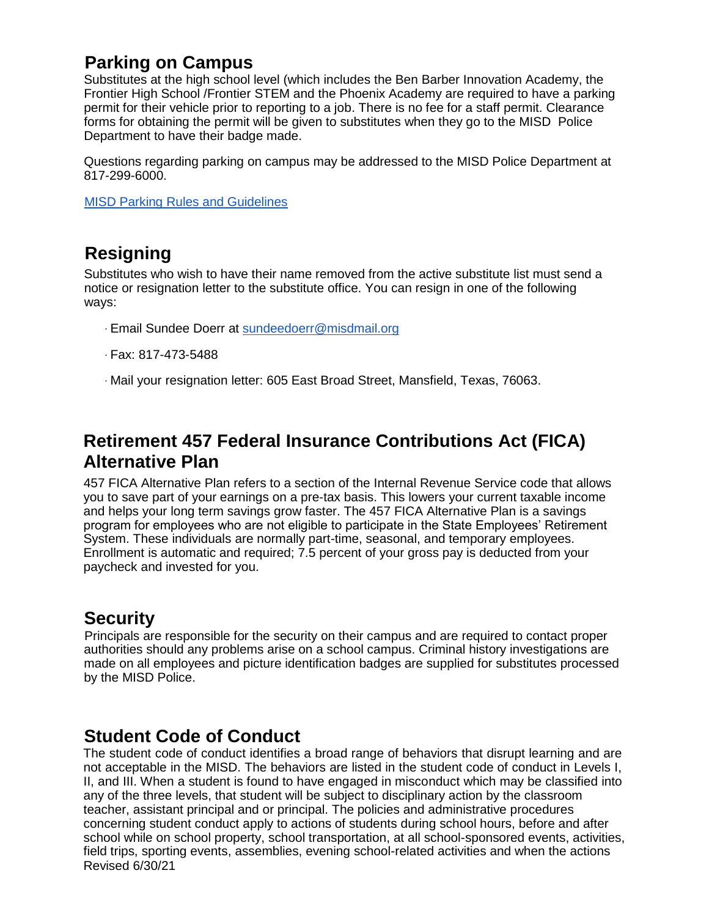## Parking on Campus

Substitutes at the high school level (which includes the Ben Barber Innovation Academy, the Frontier High School /Frontier STEM and the Phoenix Academy are required to have a parking permit for their vehicle prior to reporting to a job. There is no fee for a staff permit. Clearance forms for obtaining the permit will be given to substitutes when they go to the MISD Police Department to have their badge made.

Questions regarding parking on campus may be addressed to the MISD Police Department at 817-299-6000.

[MISD Parking Rules and Guidelines]()

## Resigning

Substitutes who wish to have their name removed from the active substitute list must send a notice or resignation letter to the substitute office. You can resign in one of the following ways:

- Email Sundee Doerr at sundeedoerr@misdmail.org
- Fax: 817-473-5488
- Mail your resignation letter: 605 East Broad Street, Mansfield, Texas, 76063.

## Retirement 457 Federal Insurance Contributions Act (FICA) Alternative Plan

457 FICA Alternative Plan refers to a section of the Internal Revenue Service code that allows you to save part of your earnings on a pre-tax basis. This lowers your current taxable income and helps your long term savings grow faster. The 457 FICA Alternative Plan is a savings program for employees who are not eligible to participate in the State Employees' Retirement System. These individuals are normally part-time, seasonal, and temporary employees. Enrollment is automatic and required; 7.5 percent of your gross pay is deducted from your paycheck and invested for you.

## Security

Principals are responsible for the security on their campus and are required to contact proper authorities should any problems arise on a school campus. Criminal history investigations are made on all employees and picture identification badges are supplied for substitutes processed by the MISD Police.

## Student Code of Conduct

The student code of conduct identifies a broad range of behaviors that disrupt learning and are not acceptable in the MISD. The behaviors are listed in the student code of conduct in Levels I, II, and III. When a student is found to have engaged in misconduct which may be classified into any of the three levels, that student will be subject to disciplinary action by the classroom teacher, assistant principal and or principal. The policies and administrative procedures concerning student conduct apply to actions of students during school hours, before and after school while on school property, school transportation, at all school-sponsored events, activities, field trips, sporting events, assemblies, evening school-related activities and when the actions

Revised 6/30/21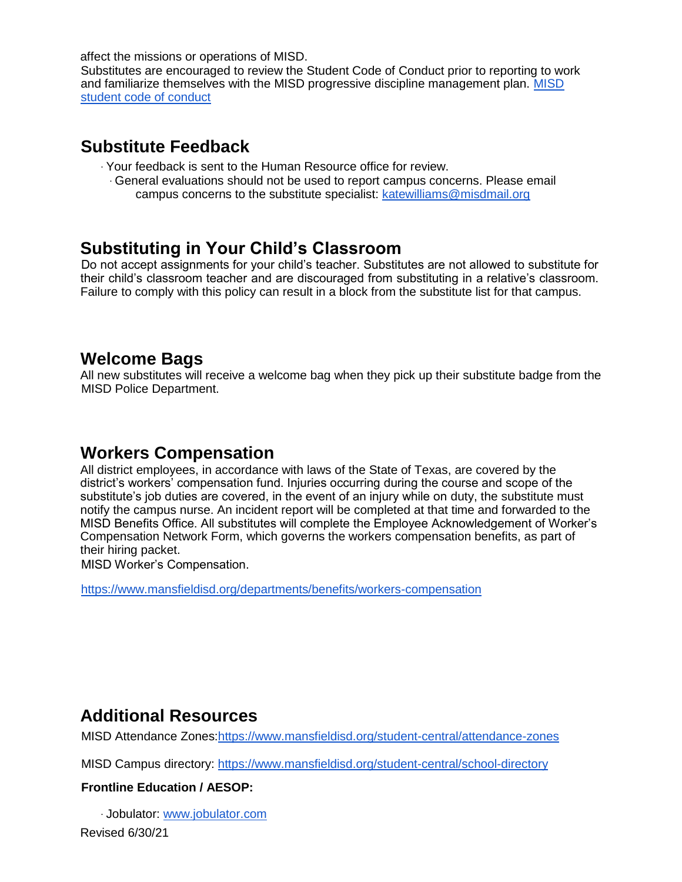affect the missions or operations of MISD.

Substitutes are encouraged to review the Student Code of Conduct prior to reporting to work and familiarize themselves with the MISD progressive discipline management plan. [MISD student code of conduct]

## Substitute Feedback

- Your feedback is sent to the Human Resource office for review.
  - General evaluations should not be used to report campus concerns. Please email campus concerns to the substitute specialist: katewilliams@misdmail.org

## Substituting in Your Child's Classroom

Do not accept assignments for your child's teacher. Substitutes are not allowed to substitute for their child's classroom teacher and are discouraged from substituting in a relative's classroom. Failure to comply with this policy can result in a block from the substitute list for that campus.

## Welcome Bags

All new substitutes will receive a welcome bag when they pick up their substitute badge from the MISD Police Department.

## Workers Compensation

All district employees, in accordance with laws of the State of Texas, are covered by the district's workers' compensation fund. Injuries occurring during the course and scope of the substitute's job duties are covered, in the event of an injury while on duty, the substitute must notify the campus nurse. An incident report will be completed at that time and forwarded to the MISD Benefits Office. All substitutes will complete the Employee Acknowledgement of Worker's Compensation Network Form, which governs the workers compensation benefits, as part of their hiring packet.

MISD Worker's Compensation.

https://www.mansfieldisd.org/departments/benefits/workers-compensation

## Additional Resources

MISD Attendance Zones:https://www.mansfieldisd.org/student-central/attendance-zones

MISD Campus directory: https://www.mansfieldisd.org/student-central/school-directory

**Frontline Education / AESOP:**

- Jobulator: www.jobulator.com

Revised 6/30/21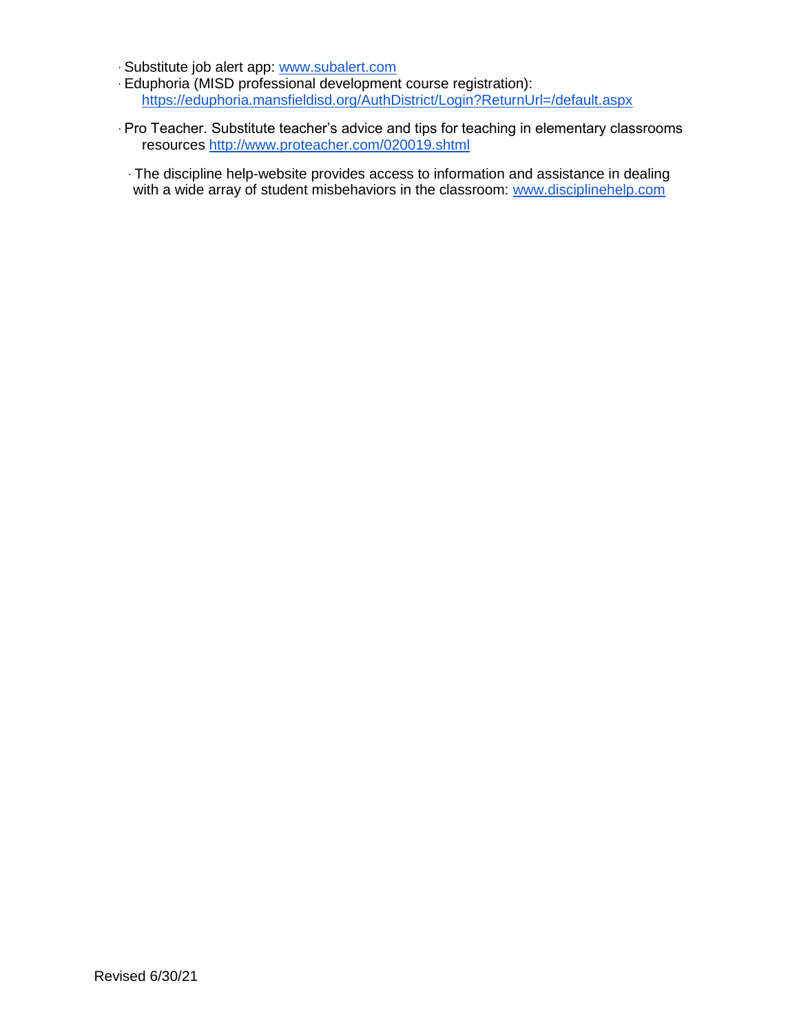- Substitute job alert app: www.subalert.com
- Eduphoria (MISD professional development course registration): https://eduphoria.mansfieldisd.org/AuthDistrict/Login?ReturnUrl=/default.aspx
- Pro Teacher. Substitute teacher's advice and tips for teaching in elementary classrooms resources http://www.proteacher.com/020019.shtml
- The discipline help-website provides access to information and assistance in dealing with a wide array of student misbehaviors in the classroom: www.disciplinehelp.com

Revised 6/30/21